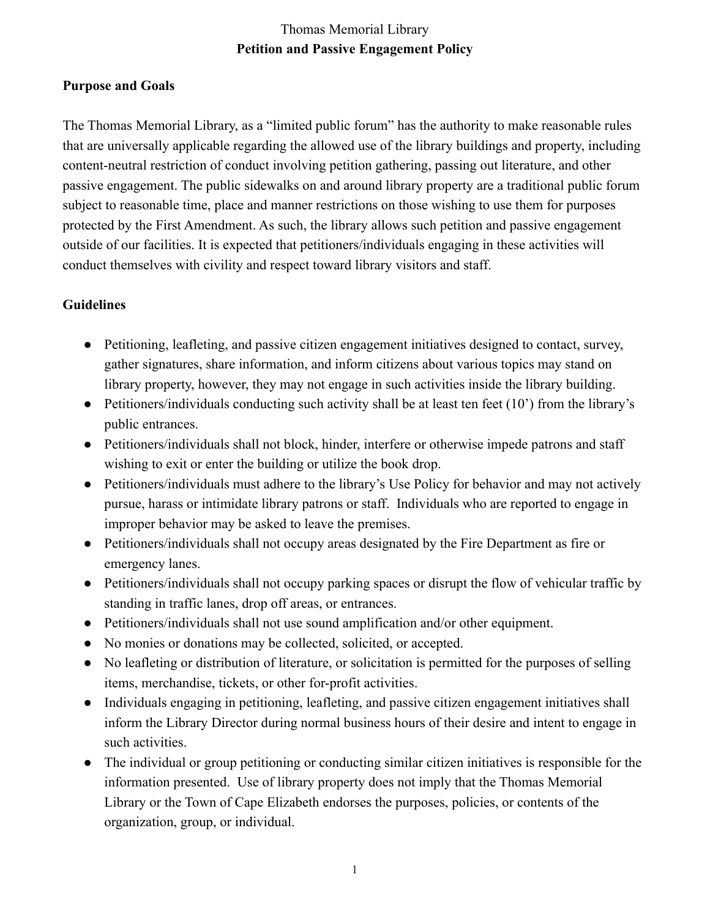# Thomas Memorial Library
## Petition and Passive Engagement Policy

**Purpose and Goals**

The Thomas Memorial Library, as a "limited public forum" has the authority to make reasonable rules that are universally applicable regarding the allowed use of the library buildings and property, including content-neutral restriction of conduct involving petition gathering, passing out literature, and other passive engagement. The public sidewalks on and around library property are a traditional public forum subject to reasonable time, place and manner restrictions on those wishing to use them for purposes protected by the First Amendment. As such, the library allows such petition and passive engagement outside of our facilities. It is expected that petitioners/individuals engaging in these activities will conduct themselves with civility and respect toward library visitors and staff.

**Guidelines**

- Petitioning, leafleting, and passive citizen engagement initiatives designed to contact, survey, gather signatures, share information, and inform citizens about various topics may stand on library property, however, they may not engage in such activities inside the library building.
- Petitioners/individuals conducting such activity shall be at least ten feet (10') from the library's public entrances.
- Petitioners/individuals shall not block, hinder, interfere or otherwise impede patrons and staff wishing to exit or enter the building or utilize the book drop.
- Petitioners/individuals must adhere to the library's Use Policy for behavior and may not actively pursue, harass or intimidate library patrons or staff. Individuals who are reported to engage in improper behavior may be asked to leave the premises.
- Petitioners/individuals shall not occupy areas designated by the Fire Department as fire or emergency lanes.
- Petitioners/individuals shall not occupy parking spaces or disrupt the flow of vehicular traffic by standing in traffic lanes, drop off areas, or entrances.
- Petitioners/individuals shall not use sound amplification and/or other equipment.
- No monies or donations may be collected, solicited, or accepted.
- No leafleting or distribution of literature, or solicitation is permitted for the purposes of selling items, merchandise, tickets, or other for-profit activities.
- Individuals engaging in petitioning, leafleting, and passive citizen engagement initiatives shall inform the Library Director during normal business hours of their desire and intent to engage in such activities.
- The individual or group petitioning or conducting similar citizen initiatives is responsible for the information presented. Use of library property does not imply that the Thomas Memorial Library or the Town of Cape Elizabeth endorses the purposes, policies, or contents of the organization, group, or individual.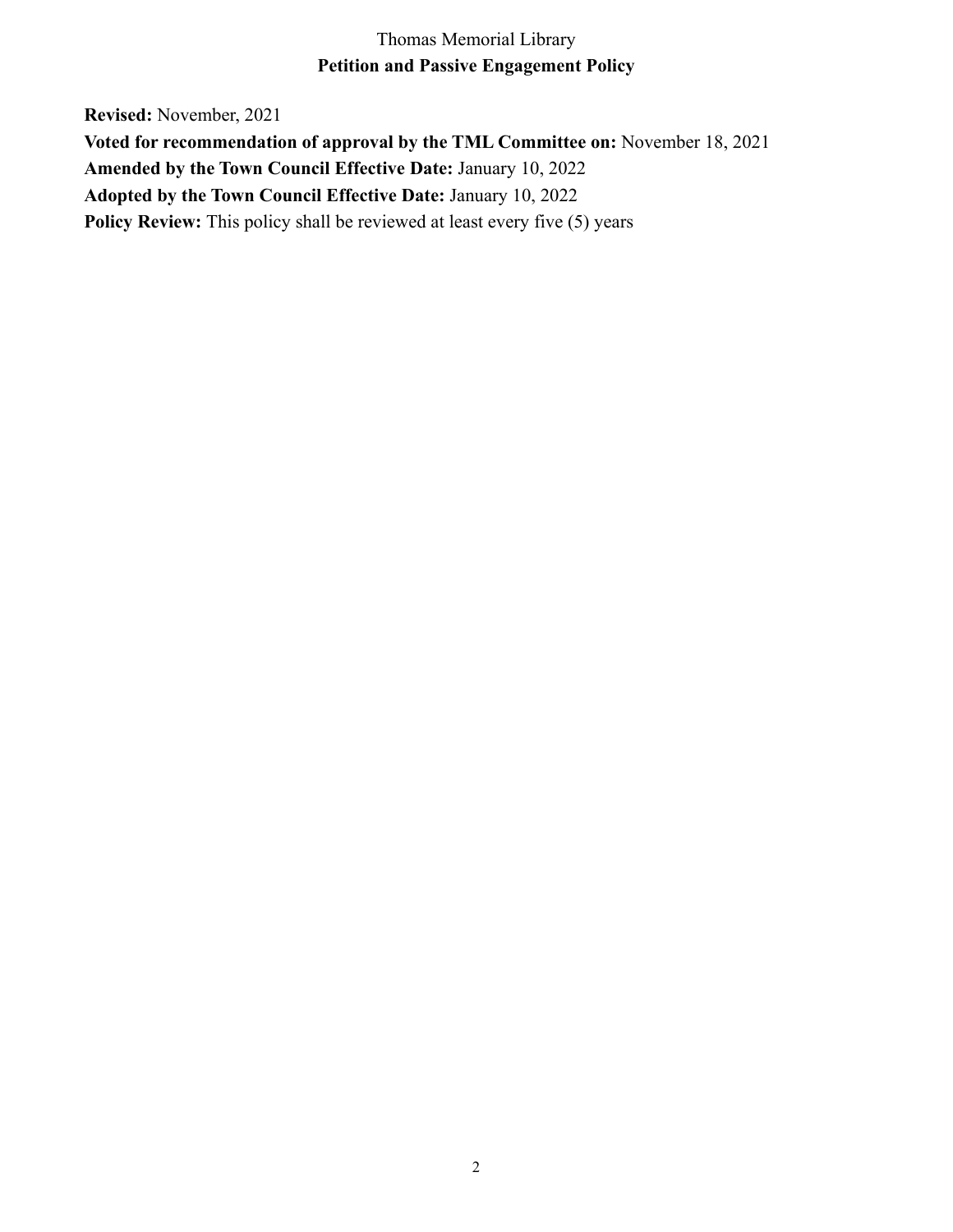Thomas Memorial Library

**Petition and Passive Engagement Policy**

**Revised:** November, 2021

**Voted for recommendation of approval by the TML Committee on:** November 18, 2021

**Amended by the Town Council Effective Date:** January 10, 2022

**Adopted by the Town Council Effective Date:** January 10, 2022

**Policy Review:** This policy shall be reviewed at least every five (5) years